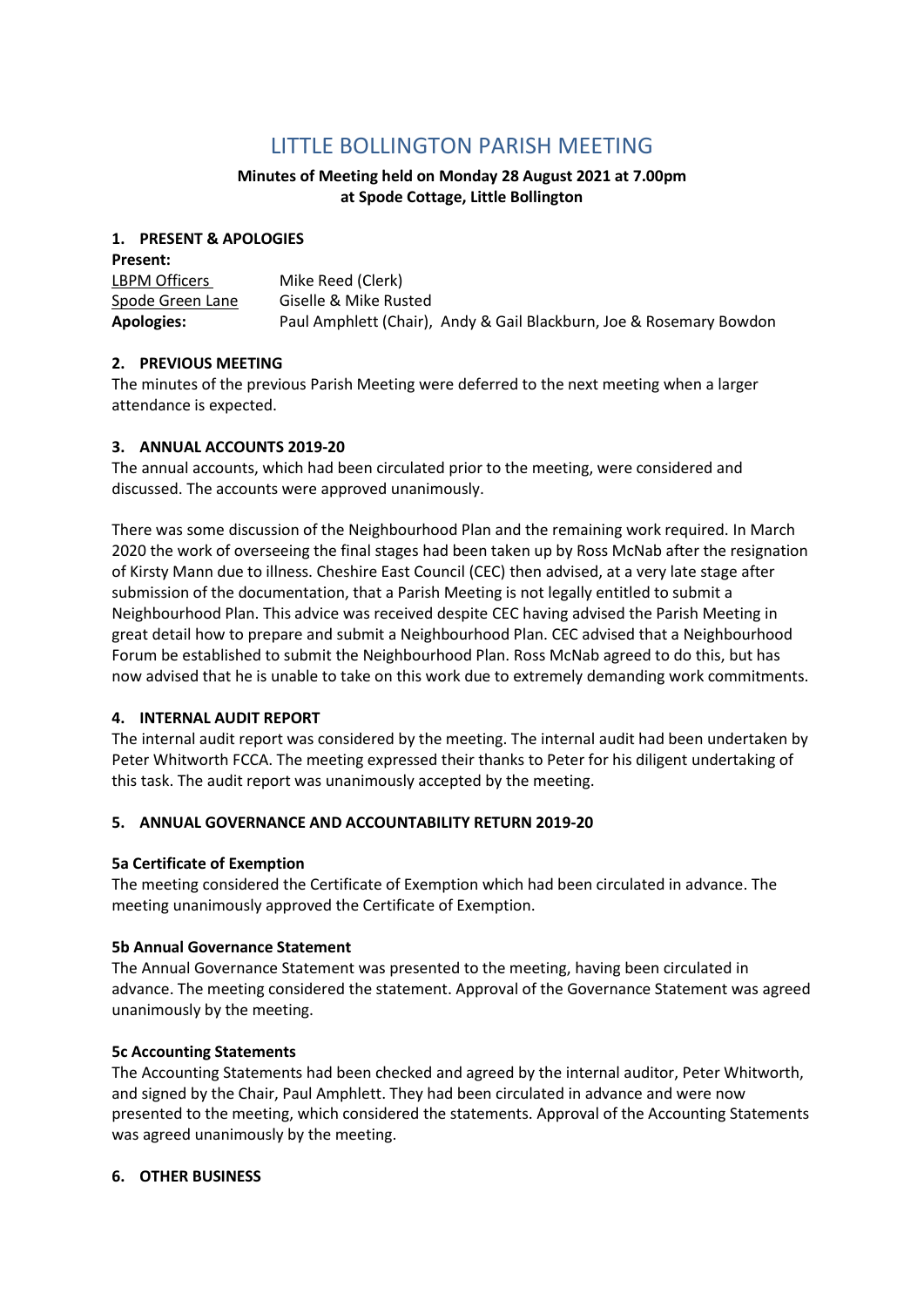# LITTLE BOLLINGTON PARISH MEETING

**Minutes of Meeting held on Monday 28 August 2021 at 7.00pm at Spode Cottage, Little Bollington**

## 1. PRESENT & APOLOGIES

**Present:**

| | |
|---|---|
| LBPM Officers | Mike Reed (Clerk) |
| Spode Green Lane | Giselle & Mike Rusted |
| **Apologies:** | Paul Amphlett (Chair), Andy & Gail Blackburn, Joe & Rosemary Bowdon |

## 2. PREVIOUS MEETING

The minutes of the previous Parish Meeting were deferred to the next meeting when a larger attendance is expected.

## 3. ANNUAL ACCOUNTS 2019-20

The annual accounts, which had been circulated prior to the meeting, were considered and discussed. The accounts were approved unanimously.

There was some discussion of the Neighbourhood Plan and the remaining work required. In March 2020 the work of overseeing the final stages had been taken up by Ross McNab after the resignation of Kirsty Mann due to illness. Cheshire East Council (CEC) then advised, at a very late stage after submission of the documentation, that a Parish Meeting is not legally entitled to submit a Neighbourhood Plan. This advice was received despite CEC having advised the Parish Meeting in great detail how to prepare and submit a Neighbourhood Plan. CEC advised that a Neighbourhood Forum be established to submit the Neighbourhood Plan. Ross McNab agreed to do this, but has now advised that he is unable to take on this work due to extremely demanding work commitments.

## 4. INTERNAL AUDIT REPORT

The internal audit report was considered by the meeting. The internal audit had been undertaken by Peter Whitworth FCCA. The meeting expressed their thanks to Peter for his diligent undertaking of this task. The audit report was unanimously accepted by the meeting.

## 5. ANNUAL GOVERNANCE AND ACCOUNTABILITY RETURN 2019-20

### 5a Certificate of Exemption

The meeting considered the Certificate of Exemption which had been circulated in advance. The meeting unanimously approved the Certificate of Exemption.

### 5b Annual Governance Statement

The Annual Governance Statement was presented to the meeting, having been circulated in advance. The meeting considered the statement. Approval of the Governance Statement was agreed unanimously by the meeting.

### 5c Accounting Statements

The Accounting Statements had been checked and agreed by the internal auditor, Peter Whitworth, and signed by the Chair, Paul Amphlett. They had been circulated in advance and were now presented to the meeting, which considered the statements. Approval of the Accounting Statements was agreed unanimously by the meeting.

## 6. OTHER BUSINESS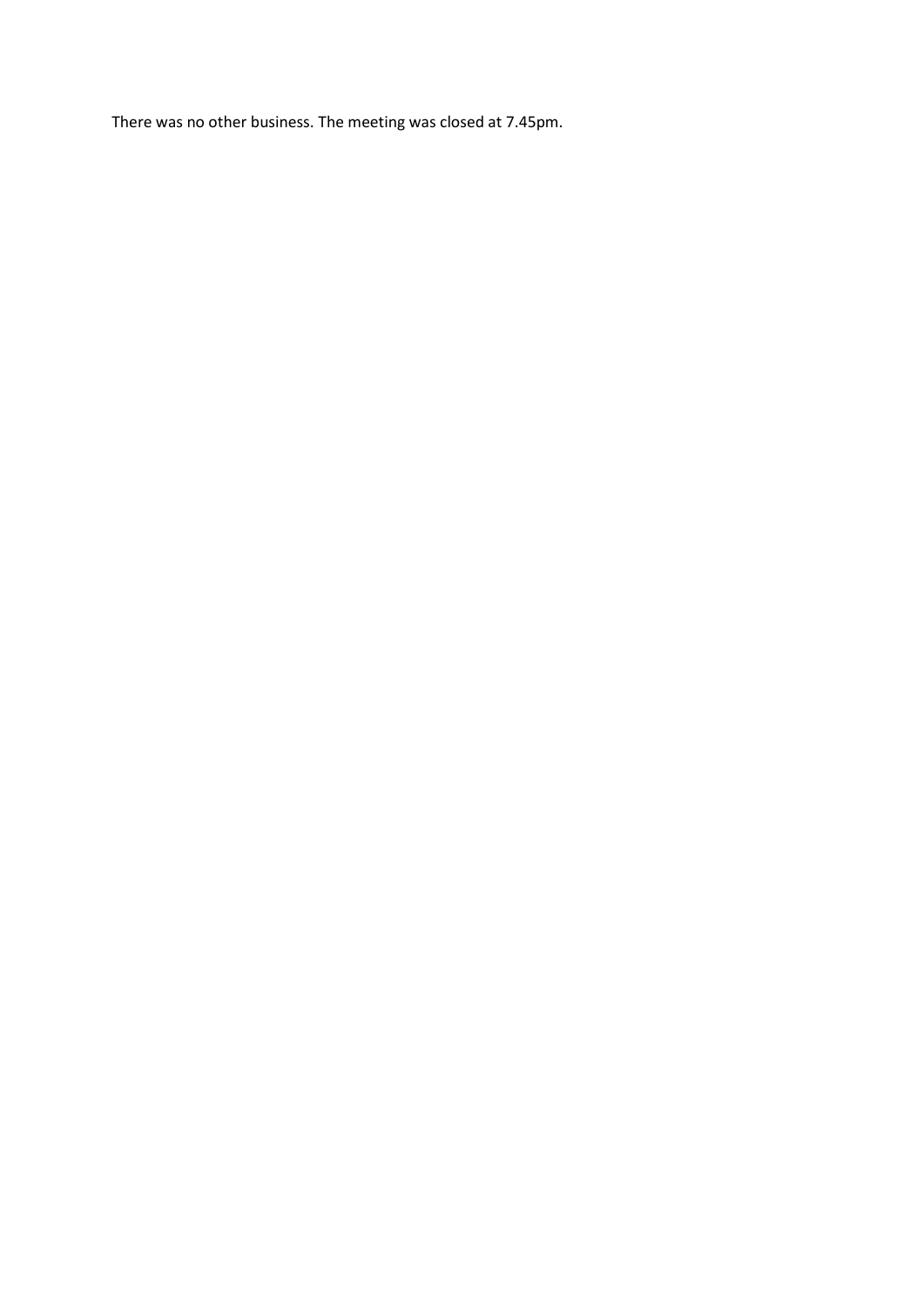There was no other business. The meeting was closed at 7.45pm.